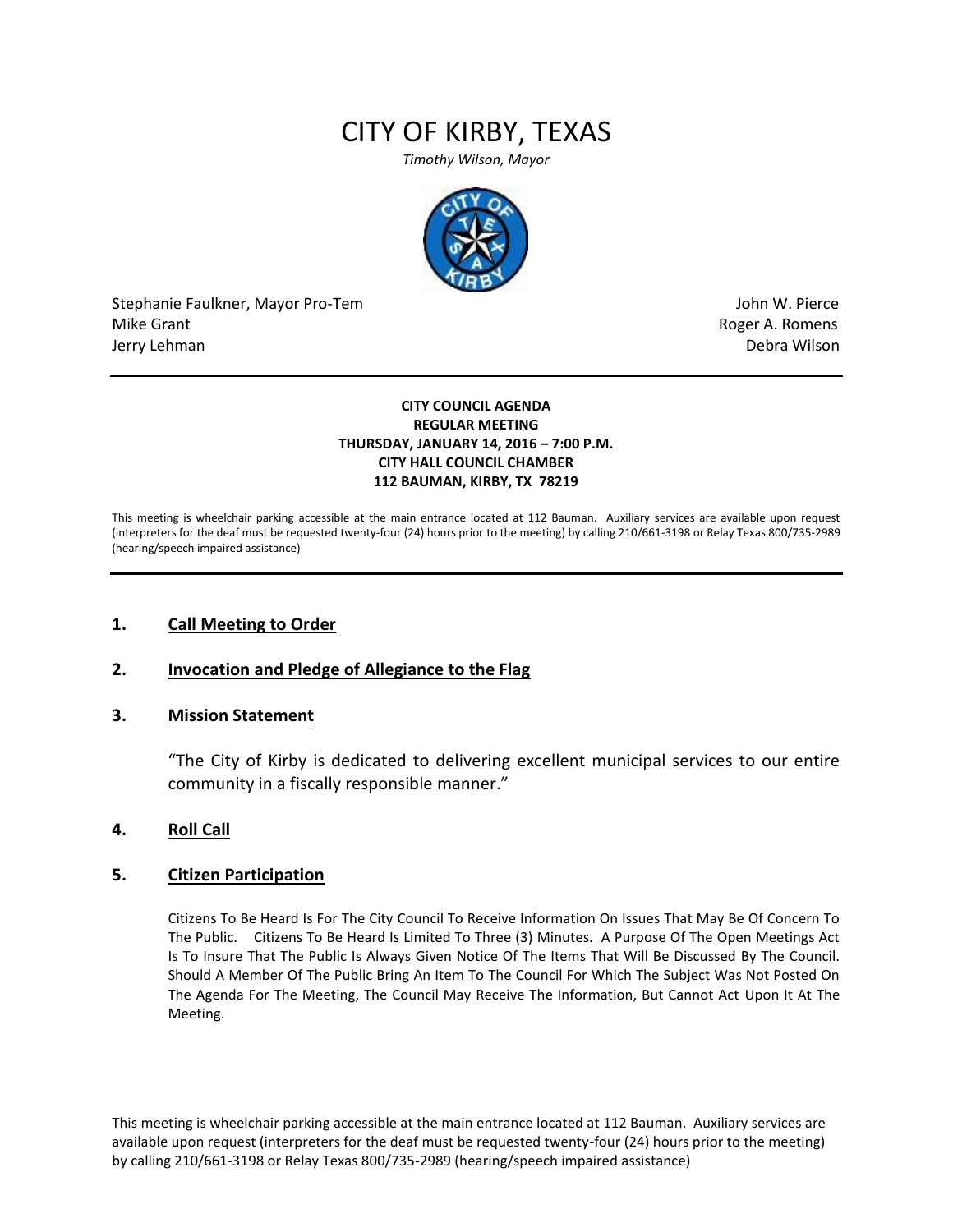# CITY OF KIRBY, TEXAS

*Timothy Wilson, Mayor*

Stephanie Faulkner, Mayor Pro-Tem
Mike Grant
Jerry Lehman

John W. Pierce
Roger A. Romens
Debra Wilson

---

**CITY COUNCIL AGENDA**
**REGULAR MEETING**
**THURSDAY, JANUARY 14, 2016 – 7:00 P.M.**
**CITY HALL COUNCIL CHAMBER**
**112 BAUMAN, KIRBY, TX 78219**

This meeting is wheelchair parking accessible at the main entrance located at 112 Bauman. Auxiliary services are available upon request (interpreters for the deaf must be requested twenty-four (24) hours prior to the meeting) by calling 210/661-3198 or Relay Texas 800/735-2989 (hearing/speech impaired assistance)

---

## 1. Call Meeting to Order

## 2. Invocation and Pledge of Allegiance to the Flag

## 3. Mission Statement

"The City of Kirby is dedicated to delivering excellent municipal services to our entire community in a fiscally responsible manner."

## 4. Roll Call

## 5. Citizen Participation

Citizens To Be Heard Is For The City Council To Receive Information On Issues That May Be Of Concern To The Public. Citizens To Be Heard Is Limited To Three (3) Minutes. A Purpose Of The Open Meetings Act Is To Insure That The Public Is Always Given Notice Of The Items That Will Be Discussed By The Council. Should A Member Of The Public Bring An Item To The Council For Which The Subject Was Not Posted On The Agenda For The Meeting, The Council May Receive The Information, But Cannot Act Upon It At The Meeting.

This meeting is wheelchair parking accessible at the main entrance located at 112 Bauman. Auxiliary services are available upon request (interpreters for the deaf must be requested twenty-four (24) hours prior to the meeting) by calling 210/661-3198 or Relay Texas 800/735-2989 (hearing/speech impaired assistance)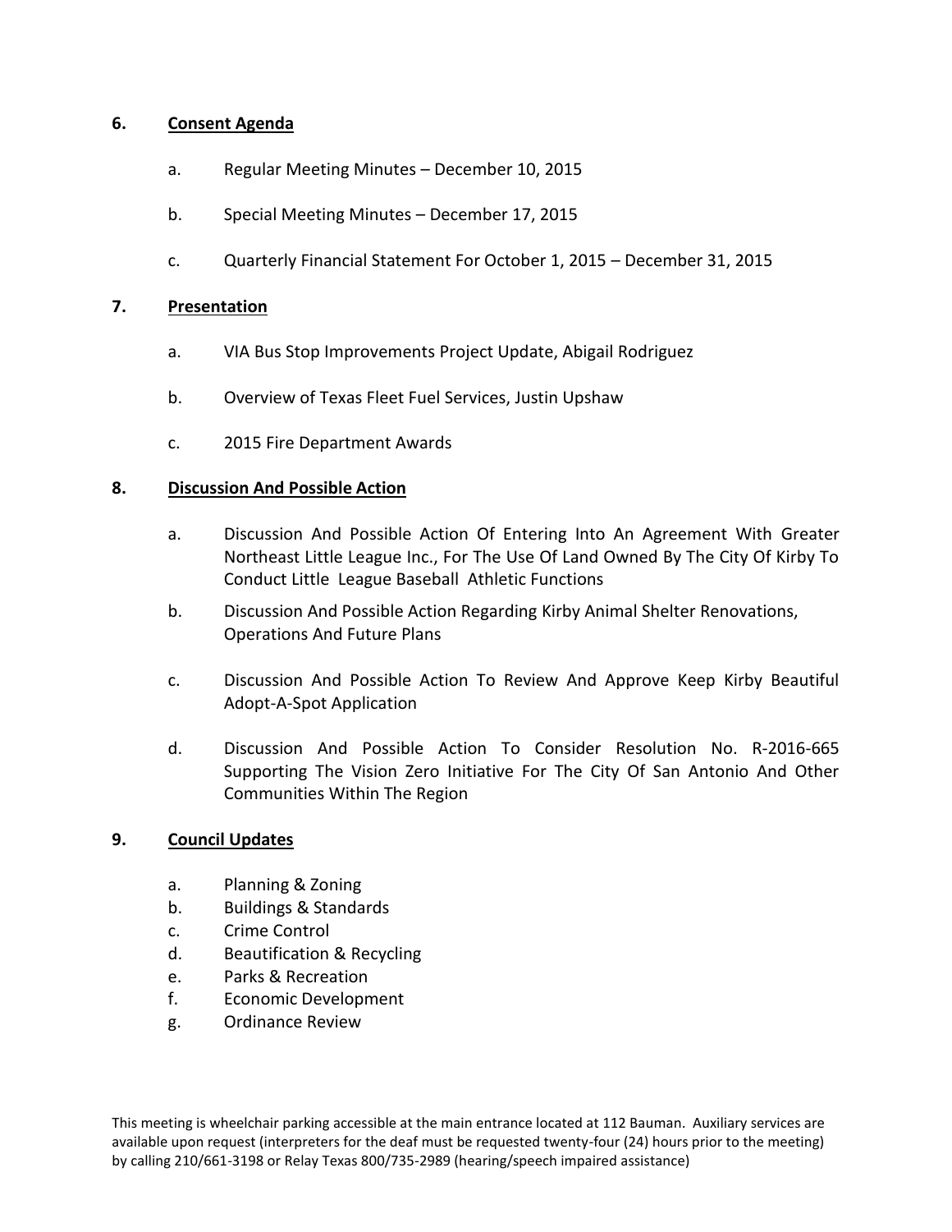6. **Consent Agenda**

   a. Regular Meeting Minutes – December 10, 2015

   b. Special Meeting Minutes – December 17, 2015

   c. Quarterly Financial Statement For October 1, 2015 – December 31, 2015

7. **Presentation**

   a. VIA Bus Stop Improvements Project Update, Abigail Rodriguez

   b. Overview of Texas Fleet Fuel Services, Justin Upshaw

   c. 2015 Fire Department Awards

8. **Discussion And Possible Action**

   a. Discussion And Possible Action Of Entering Into An Agreement With Greater Northeast Little League Inc., For The Use Of Land Owned By The City Of Kirby To Conduct Little League Baseball Athletic Functions

   b. Discussion And Possible Action Regarding Kirby Animal Shelter Renovations, Operations And Future Plans

   c. Discussion And Possible Action To Review And Approve Keep Kirby Beautiful Adopt-A-Spot Application

   d. Discussion And Possible Action To Consider Resolution No. R-2016-665 Supporting The Vision Zero Initiative For The City Of San Antonio And Other Communities Within The Region

9. **Council Updates**

   a. Planning & Zoning
   b. Buildings & Standards
   c. Crime Control
   d. Beautification & Recycling
   e. Parks & Recreation
   f. Economic Development
   g. Ordinance Review

This meeting is wheelchair parking accessible at the main entrance located at 112 Bauman. Auxiliary services are available upon request (interpreters for the deaf must be requested twenty-four (24) hours prior to the meeting) by calling 210/661-3198 or Relay Texas 800/735-2989 (hearing/speech impaired assistance)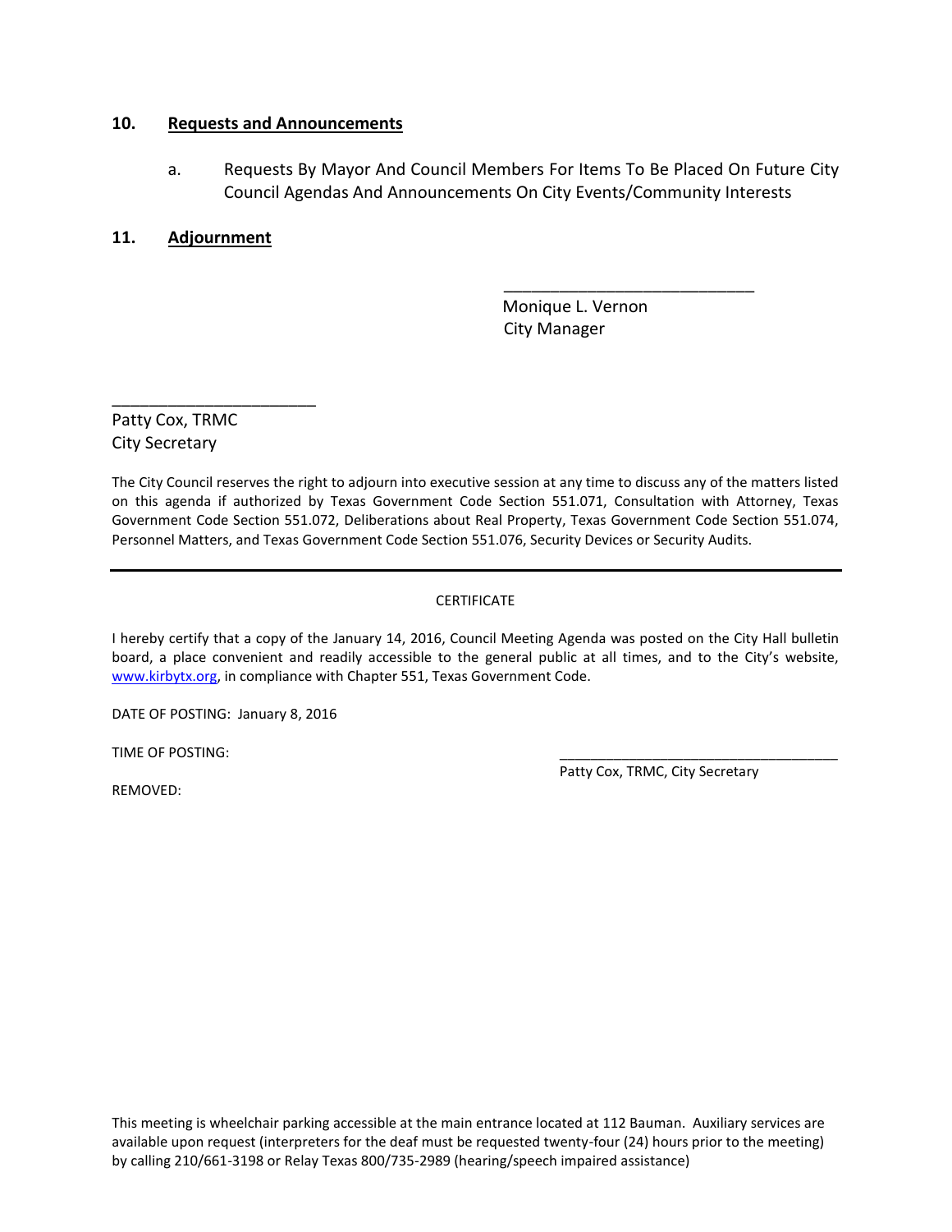## 10. Requests and Announcements

a. Requests By Mayor And Council Members For Items To Be Placed On Future City Council Agendas And Announcements On City Events/Community Interests

## 11. Adjournment

\_\_\_\_\_\_\_\_\_\_\_\_\_\_\_\_\_\_\_\_\_\_\_\_\_\_\_\_
Monique L. Vernon
City Manager

\_\_\_\_\_\_\_\_\_\_\_\_\_\_\_\_\_\_\_\_\_\_\_
Patty Cox, TRMC
City Secretary

The City Council reserves the right to adjourn into executive session at any time to discuss any of the matters listed on this agenda if authorized by Texas Government Code Section 551.071, Consultation with Attorney, Texas Government Code Section 551.072, Deliberations about Real Property, Texas Government Code Section 551.074, Personnel Matters, and Texas Government Code Section 551.076, Security Devices or Security Audits.

---

CERTIFICATE

I hereby certify that a copy of the January 14, 2016, Council Meeting Agenda was posted on the City Hall bulletin board, a place convenient and readily accessible to the general public at all times, and to the City's website, www.kirbytx.org, in compliance with Chapter 551, Texas Government Code.

DATE OF POSTING: January 8, 2016

TIME OF POSTING:

\_\_\_\_\_\_\_\_\_\_\_\_\_\_\_\_\_\_\_\_\_\_\_\_\_\_\_\_\_\_\_\_\_\_\_
Patty Cox, TRMC, City Secretary

REMOVED:

This meeting is wheelchair parking accessible at the main entrance located at 112 Bauman. Auxiliary services are available upon request (interpreters for the deaf must be requested twenty-four (24) hours prior to the meeting) by calling 210/661-3198 or Relay Texas 800/735-2989 (hearing/speech impaired assistance)